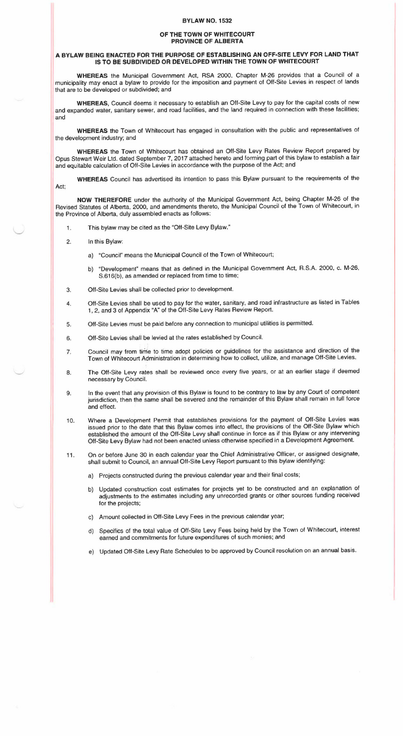# BYLAW NO. 1532

## OF THE TOWN OF WHITECOURT
## PROVINCE OF ALBERTA

### A BYLAW BEING ENACTED FOR THE PURPOSE OF ESTABLISHING AN OFF-SITE LEVY FOR LAND THAT IS TO BE SUBDIVIDED OR DEVELOPED WITHIN THE TOWN OF WHITECOURT

**WHEREAS** the Municipal Government Act, RSA 2000, Chapter M-26 provides that a Council of a municipality may enact a bylaw to provide for the imposition and payment of Off-Site Levies in respect of lands that are to be developed or subdivided; and

**WHEREAS**, Council deems it necessary to establish an Off-Site Levy to pay for the capital costs of new and expanded water, sanitary sewer, and road facilities, and the land required in connection with these facilities; and

**WHEREAS** the Town of Whitecourt has engaged in consultation with the public and representatives of the development industry; and

**WHEREAS** the Town of Whitecourt has obtained an Off-Site Levy Rates Review Report prepared by Opus Stewart Weir Ltd. dated September 7, 2017 attached hereto and forming part of this bylaw to establish a fair and equitable calculation of Off-Site Levies in accordance with the purpose of the Act; and

**WHEREAS** Council has advertised its intention to pass this Bylaw pursuant to the requirements of the Act;

**NOW THEREFORE** under the authority of the Municipal Government Act, being Chapter M-26 of the Revised Statutes of Alberta, 2000, and amendments thereto, the Municipal Council of the Town of Whitecourt, in the Province of Alberta, duly assembled enacts as follows:

1. This bylaw may be cited as the "Off-Site Levy Bylaw."

2. In this Bylaw:

   a) "Council" means the Municipal Council of the Town of Whitecourt;

   b) "Development" means that as defined in the Municipal Government Act, R.S.A. 2000, c. M-26, S.616(b), as amended or replaced from time to time;

3. Off-Site Levies shall be collected prior to development.

4. Off-Site Levies shall be used to pay for the water, sanitary, and road infrastructure as listed in Tables 1, 2, and 3 of Appendix "A" of the Off-Site Levy Rates Review Report.

5. Off-Site Levies must be paid before any connection to municipal utilities is permitted.

6. Off-Site Levies shall be levied at the rates established by Council.

7. Council may from time to time adopt policies or guidelines for the assistance and direction of the Town of Whitecourt Administration in determining how to collect, utilize, and manage Off-Site Levies.

8. The Off-Site Levy rates shall be reviewed once every five years, or at an earlier stage if deemed necessary by Council.

9. In the event that any provision of this Bylaw is found to be contrary to law by any Court of competent jurisdiction, then the same shall be severed and the remainder of this Bylaw shall remain in full force and effect.

10. Where a Development Permit that establishes provisions for the payment of Off-Site Levies was issued prior to the date that this Bylaw comes into effect, the provisions of the Off-Site Bylaw which established the amount of the Off-Site Levy shall continue in force as if this Bylaw or any intervening Off-Site Levy Bylaw had not been enacted unless otherwise specified in a Development Agreement.

11. On or before June 30 in each calendar year the Chief Administrative Officer, or assigned designate, shall submit to Council, an annual Off-Site Levy Report pursuant to this bylaw identifying:

    a) Projects constructed during the previous calendar year and their final costs;

    b) Updated construction cost estimates for projects yet to be constructed and an explanation of adjustments to the estimates including any unrecorded grants or other sources funding received for the projects;

    c) Amount collected in Off-Site Levy Fees in the previous calendar year;

    d) Specifics of the total value of Off-Site Levy Fees being held by the Town of Whitecourt, interest earned and commitments for future expenditures of such monies; and

    e) Updated Off-Site Levy Rate Schedules to be approved by Council resolution on an annual basis.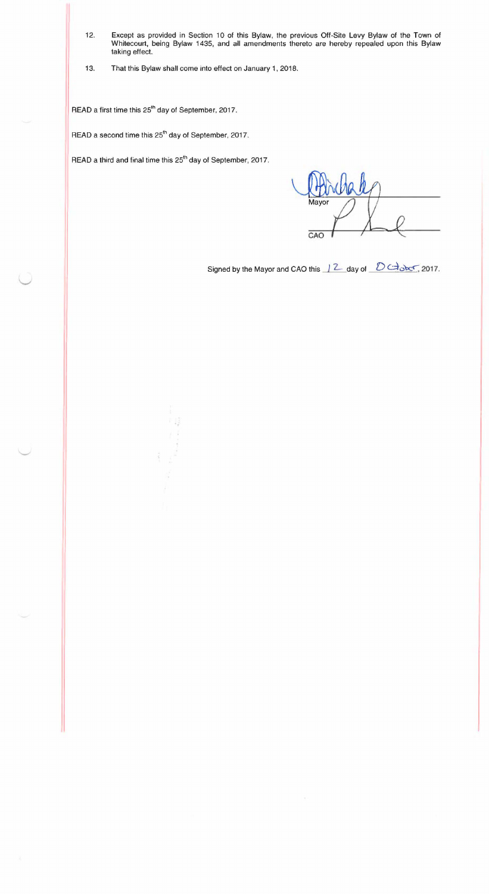12. Except as provided in Section 10 of this Bylaw, the previous Off-Site Levy Bylaw of the Town of Whitecourt, being Bylaw 1435, and all amendments thereto are hereby repealed upon this Bylaw taking effect.

13. That this Bylaw shall come into effect on January 1, 2018.

READ a first time this 25th day of September, 2017.

READ a second time this 25th day of September, 2017.

READ a third and final time this 25th day of September, 2017.

Mayor

CAO

Signed by the Mayor and CAO this 12 day of October, 2017.